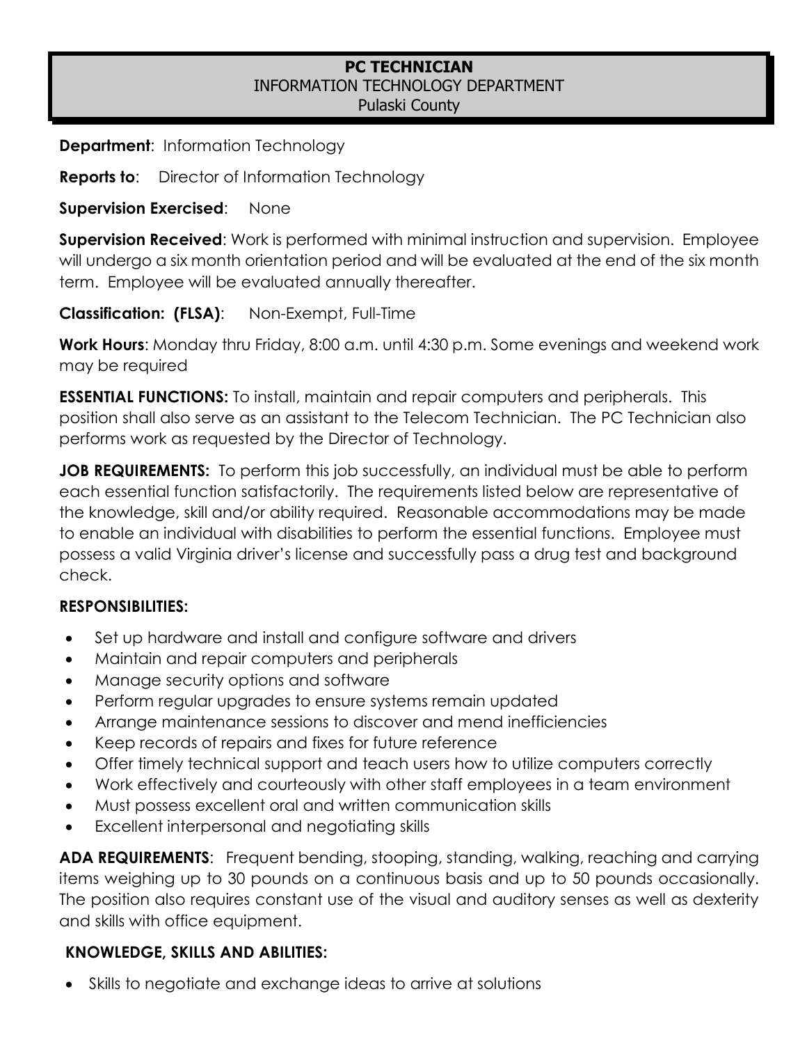# PC TECHNICIAN
## INFORMATION TECHNOLOGY DEPARTMENT
## Pulaski County

**Department**: Information Technology

**Reports to**: Director of Information Technology

**Supervision Exercised**: None

**Supervision Received**: Work is performed with minimal instruction and supervision. Employee will undergo a six month orientation period and will be evaluated at the end of the six month term. Employee will be evaluated annually thereafter.

**Classification: (FLSA)**: Non-Exempt, Full-Time

**Work Hours**: Monday thru Friday, 8:00 a.m. until 4:30 p.m. Some evenings and weekend work may be required

**ESSENTIAL FUNCTIONS:** To install, maintain and repair computers and peripherals. This position shall also serve as an assistant to the Telecom Technician. The PC Technician also performs work as requested by the Director of Technology.

**JOB REQUIREMENTS:** To perform this job successfully, an individual must be able to perform each essential function satisfactorily. The requirements listed below are representative of the knowledge, skill and/or ability required. Reasonable accommodations may be made to enable an individual with disabilities to perform the essential functions. Employee must possess a valid Virginia driver's license and successfully pass a drug test and background check.

**RESPONSIBILITIES:**

- Set up hardware and install and configure software and drivers
- Maintain and repair computers and peripherals
- Manage security options and software
- Perform regular upgrades to ensure systems remain updated
- Arrange maintenance sessions to discover and mend inefficiencies
- Keep records of repairs and fixes for future reference
- Offer timely technical support and teach users how to utilize computers correctly
- Work effectively and courteously with other staff employees in a team environment
- Must possess excellent oral and written communication skills
- Excellent interpersonal and negotiating skills

**ADA REQUIREMENTS**: Frequent bending, stooping, standing, walking, reaching and carrying items weighing up to 30 pounds on a continuous basis and up to 50 pounds occasionally. The position also requires constant use of the visual and auditory senses as well as dexterity and skills with office equipment.

**KNOWLEDGE, SKILLS AND ABILITIES:**

- Skills to negotiate and exchange ideas to arrive at solutions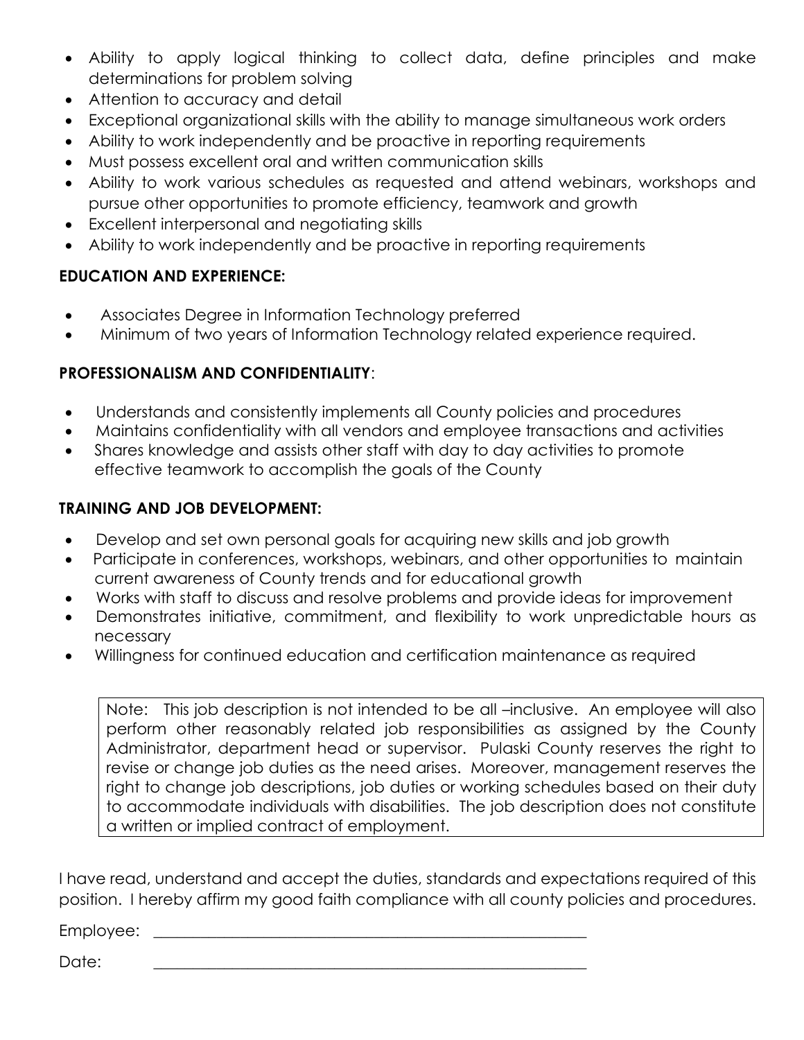- Ability to apply logical thinking to collect data, define principles and make determinations for problem solving
- Attention to accuracy and detail
- Exceptional organizational skills with the ability to manage simultaneous work orders
- Ability to work independently and be proactive in reporting requirements
- Must possess excellent oral and written communication skills
- Ability to work various schedules as requested and attend webinars, workshops and pursue other opportunities to promote efficiency, teamwork and growth
- Excellent interpersonal and negotiating skills
- Ability to work independently and be proactive in reporting requirements

**EDUCATION AND EXPERIENCE:**

- Associates Degree in Information Technology preferred
- Minimum of two years of Information Technology related experience required.

**PROFESSIONALISM AND CONFIDENTIALITY**:

- Understands and consistently implements all County policies and procedures
- Maintains confidentiality with all vendors and employee transactions and activities
- Shares knowledge and assists other staff with day to day activities to promote effective teamwork to accomplish the goals of the County

**TRAINING AND JOB DEVELOPMENT:**

- Develop and set own personal goals for acquiring new skills and job growth
- Participate in conferences, workshops, webinars, and other opportunities to maintain current awareness of County trends and for educational growth
- Works with staff to discuss and resolve problems and provide ideas for improvement
- Demonstrates initiative, commitment, and flexibility to work unpredictable hours as necessary
- Willingness for continued education and certification maintenance as required

> Note: This job description is not intended to be all –inclusive. An employee will also perform other reasonably related job responsibilities as assigned by the County Administrator, department head or supervisor. Pulaski County reserves the right to revise or change job duties as the need arises. Moreover, management reserves the right to change job descriptions, job duties or working schedules based on their duty to accommodate individuals with disabilities. The job description does not constitute a written or implied contract of employment.

I have read, understand and accept the duties, standards and expectations required of this position. I hereby affirm my good faith compliance with all county policies and procedures.

Employee: ____________________________________________________

Date: ____________________________________________________